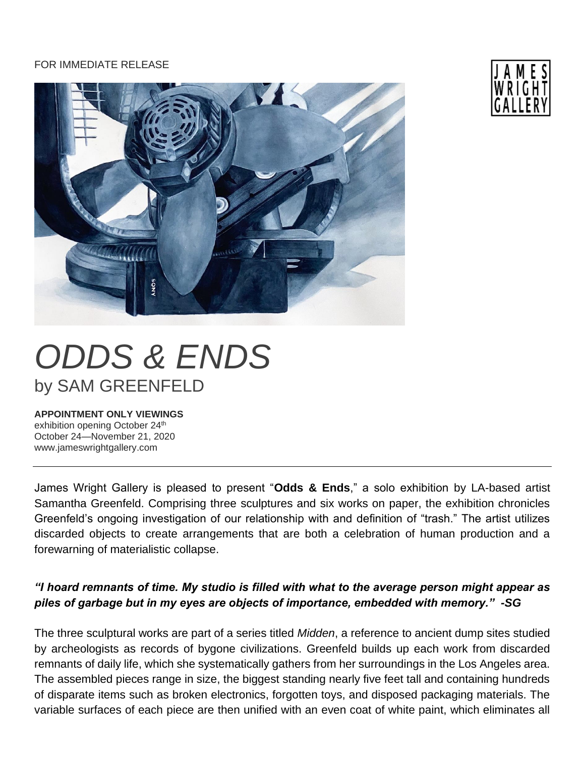FOR IMMEDIATE RELEASE

JAMES WRIGHT GALLERY

# *ODDS & ENDS*
## by SAM GREENFELD

**APPOINTMENT ONLY VIEWINGS**
exhibition opening October 24th
October 24—November 21, 2020
www.jameswrightgallery.com

---

James Wright Gallery is pleased to present "**Odds & Ends**," a solo exhibition by LA-based artist Samantha Greenfeld. Comprising three sculptures and six works on paper, the exhibition chronicles Greenfeld's ongoing investigation of our relationship with and definition of "trash." The artist utilizes discarded objects to create arrangements that are both a celebration of human production and a forewarning of materialistic collapse.

***"I hoard remnants of time. My studio is filled with what to the average person might appear as piles of garbage but in my eyes are objects of importance, embedded with memory." -SG***

The three sculptural works are part of a series titled *Midden*, a reference to ancient dump sites studied by archeologists as records of bygone civilizations. Greenfeld builds up each work from discarded remnants of daily life, which she systematically gathers from her surroundings in the Los Angeles area. The assembled pieces range in size, the biggest standing nearly five feet tall and containing hundreds of disparate items such as broken electronics, forgotten toys, and disposed packaging materials. The variable surfaces of each piece are then unified with an even coat of white paint, which eliminates all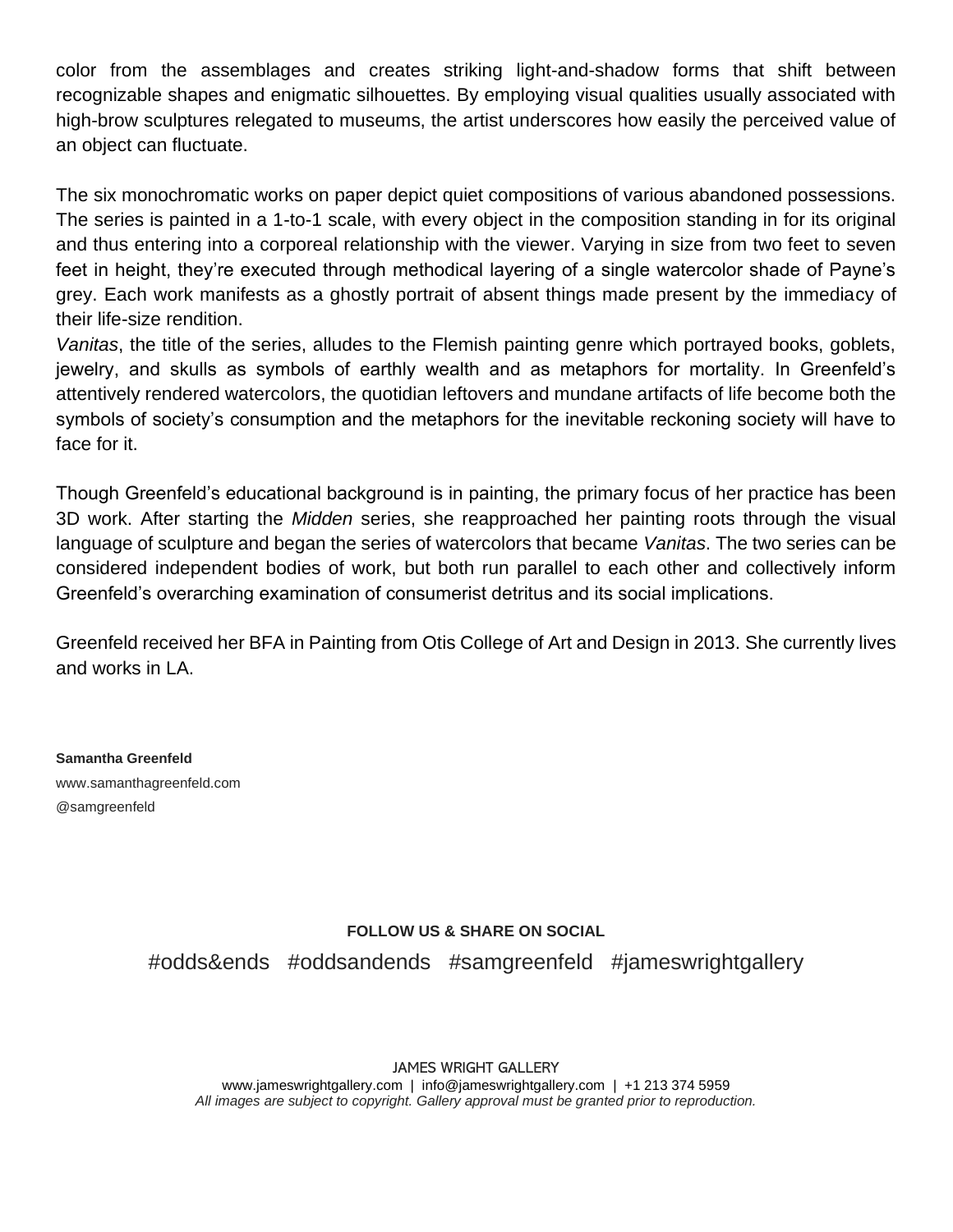color from the assemblages and creates striking light-and-shadow forms that shift between recognizable shapes and enigmatic silhouettes. By employing visual qualities usually associated with high-brow sculptures relegated to museums, the artist underscores how easily the perceived value of an object can fluctuate.

The six monochromatic works on paper depict quiet compositions of various abandoned possessions. The series is painted in a 1-to-1 scale, with every object in the composition standing in for its original and thus entering into a corporeal relationship with the viewer. Varying in size from two feet to seven feet in height, they're executed through methodical layering of a single watercolor shade of Payne's grey. Each work manifests as a ghostly portrait of absent things made present by the immediacy of their life-size rendition.

*Vanitas*, the title of the series, alludes to the Flemish painting genre which portrayed books, goblets, jewelry, and skulls as symbols of earthly wealth and as metaphors for mortality. In Greenfeld's attentively rendered watercolors, the quotidian leftovers and mundane artifacts of life become both the symbols of society's consumption and the metaphors for the inevitable reckoning society will have to face for it.

Though Greenfeld's educational background is in painting, the primary focus of her practice has been 3D work. After starting the *Midden* series, she reapproached her painting roots through the visual language of sculpture and began the series of watercolors that became *Vanitas*. The two series can be considered independent bodies of work, but both run parallel to each other and collectively inform Greenfeld's overarching examination of consumerist detritus and its social implications.

Greenfeld received her BFA in Painting from Otis College of Art and Design in 2013. She currently lives and works in LA.

**Samantha Greenfeld**
www.samanthagreenfeld.com
@samgreenfeld

**FOLLOW US & SHARE ON SOCIAL**

#odds&ends #oddsandends #samgreenfeld #jameswrightgallery

JAMES WRIGHT GALLERY
www.jameswrightgallery.com | info@jameswrightgallery.com | +1 213 374 5959
*All images are subject to copyright. Gallery approval must be granted prior to reproduction.*